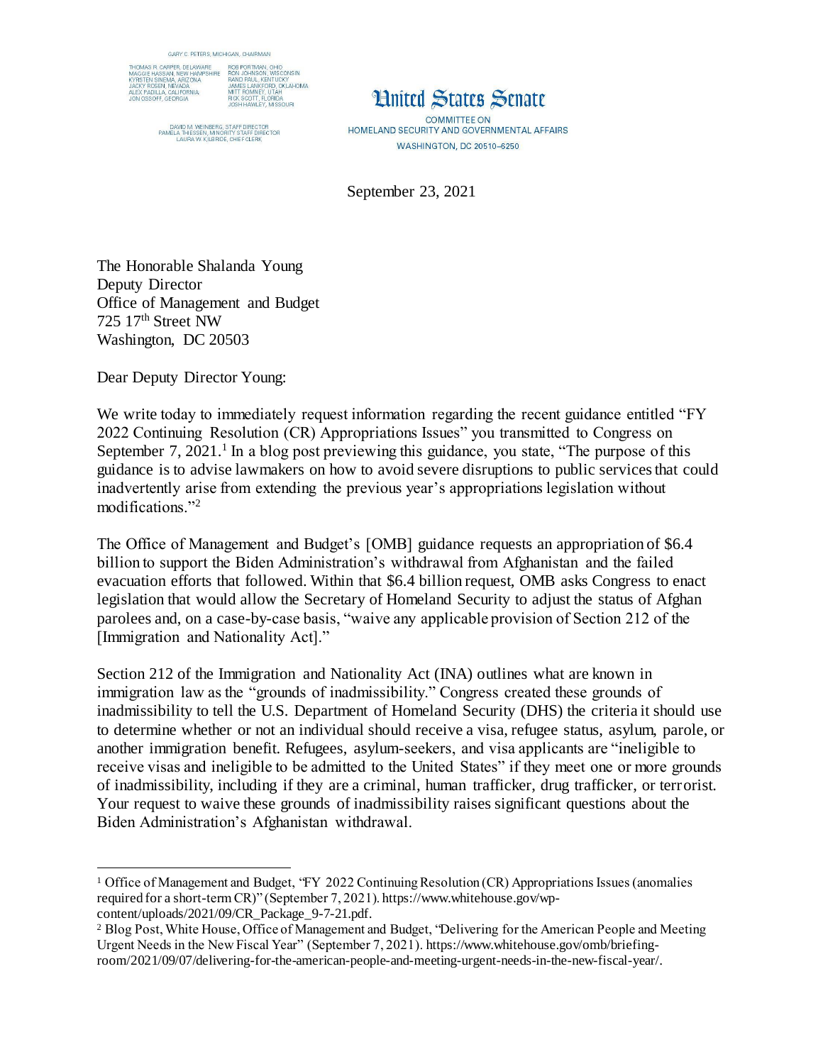GARY C. PETERS, MICHIGAN, CHAIRMAN

THOMAS R. CARPER, DELAWARE
MAGGIE HASSAN, NEW HAMPSHIRE
KYRSTEN SINEMA, ARIZONA
JACKY ROSEN, NEVADA
ALEX PADILLA, CALIFORNIA
JON OSSOFF, GEORGIA

ROB PORTMAN, OHIO
RON JOHNSON, WISCONSIN
RAND PAUL, KENTUCKY
JAMES LANKFORD, OKLAHOMA
MITT ROMNEY, UTAH
RICK SCOTT, FLORIDA
JOSH HAWLEY, MISSOURI

DAVID M. WEINBERG, STAFF DIRECTOR
PAMELA THIESSEN, MINORITY STAFF DIRECTOR
LAURA W. KILBRIDE, CHIEF CLERK

United States Senate

COMMITTEE ON
HOMELAND SECURITY AND GOVERNMENTAL AFFAIRS
WASHINGTON, DC 20510–6250

September 23, 2021

The Honorable Shalanda Young
Deputy Director
Office of Management and Budget
725 17th Street NW
Washington, DC 20503

Dear Deputy Director Young:

We write today to immediately request information regarding the recent guidance entitled "FY 2022 Continuing Resolution (CR) Appropriations Issues" you transmitted to Congress on September 7, 2021.[1] In a blog post previewing this guidance, you state, "The purpose of this guidance is to advise lawmakers on how to avoid severe disruptions to public services that could inadvertently arise from extending the previous year's appropriations legislation without modifications."[2]

The Office of Management and Budget's [OMB] guidance requests an appropriation of $6.4 billion to support the Biden Administration's withdrawal from Afghanistan and the failed evacuation efforts that followed. Within that $6.4 billion request, OMB asks Congress to enact legislation that would allow the Secretary of Homeland Security to adjust the status of Afghan parolees and, on a case-by-case basis, "waive any applicable provision of Section 212 of the [Immigration and Nationality Act]."

Section 212 of the Immigration and Nationality Act (INA) outlines what are known in immigration law as the "grounds of inadmissibility." Congress created these grounds of inadmissibility to tell the U.S. Department of Homeland Security (DHS) the criteria it should use to determine whether or not an individual should receive a visa, refugee status, asylum, parole, or another immigration benefit. Refugees, asylum-seekers, and visa applicants are "ineligible to receive visas and ineligible to be admitted to the United States" if they meet one or more grounds of inadmissibility, including if they are a criminal, human trafficker, drug trafficker, or terrorist. Your request to waive these grounds of inadmissibility raises significant questions about the Biden Administration's Afghanistan withdrawal.

---

[1] Office of Management and Budget, "FY 2022 Continuing Resolution (CR) Appropriations Issues (anomalies required for a short-term CR)" (September 7, 2021). https://www.whitehouse.gov/wp-content/uploads/2021/09/CR_Package_9-7-21.pdf.

[2] Blog Post, White House, Office of Management and Budget, "Delivering for the American People and Meeting Urgent Needs in the New Fiscal Year" (September 7, 2021). https://www.whitehouse.gov/omb/briefing-room/2021/09/07/delivering-for-the-american-people-and-meeting-urgent-needs-in-the-new-fiscal-year/.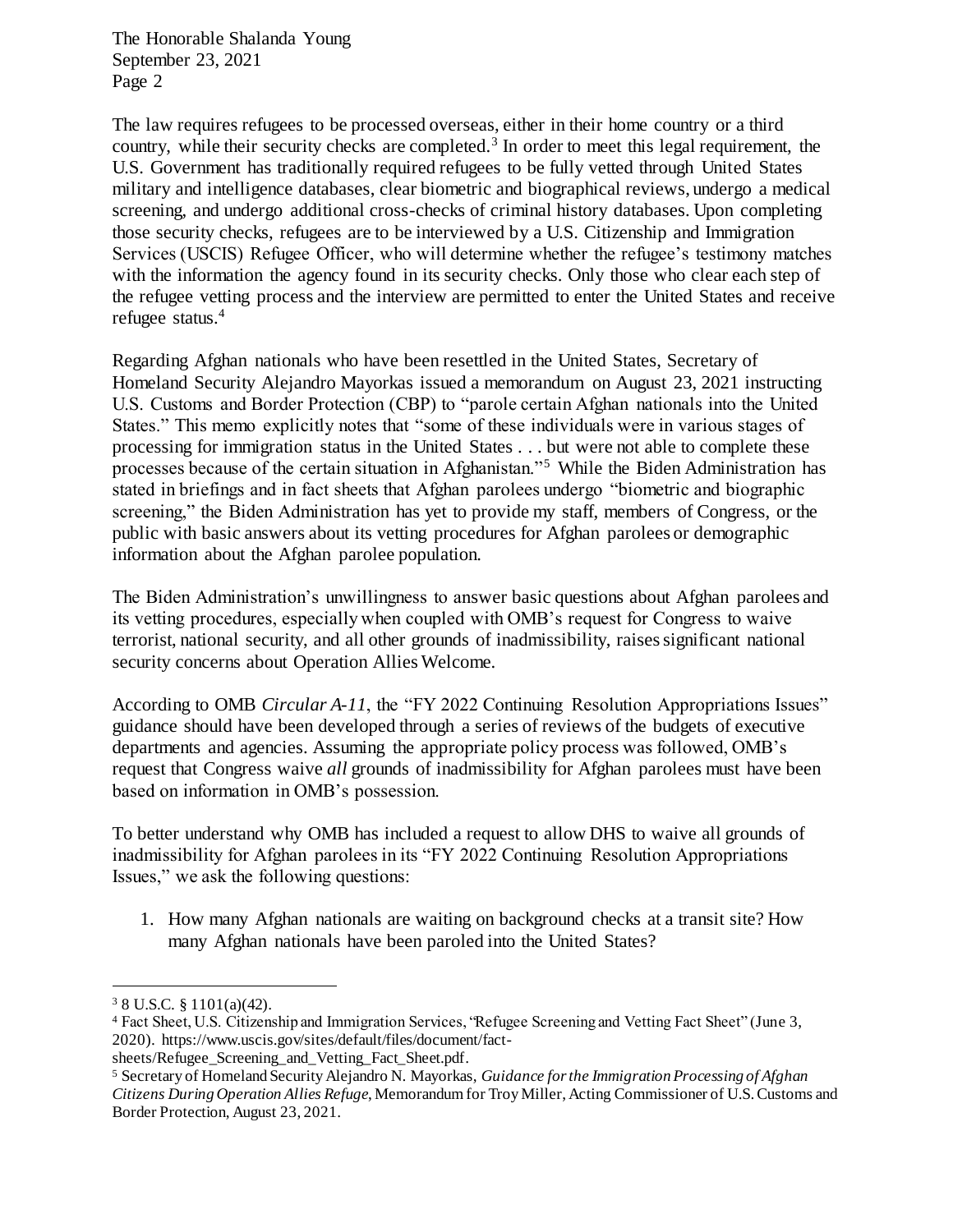The law requires refugees to be processed overseas, either in their home country or a third country, while their security checks are completed.[3] In order to meet this legal requirement, the U.S. Government has traditionally required refugees to be fully vetted through United States military and intelligence databases, clear biometric and biographical reviews, undergo a medical screening, and undergo additional cross-checks of criminal history databases. Upon completing those security checks, refugees are to be interviewed by a U.S. Citizenship and Immigration Services (USCIS) Refugee Officer, who will determine whether the refugee's testimony matches with the information the agency found in its security checks. Only those who clear each step of the refugee vetting process and the interview are permitted to enter the United States and receive refugee status.[4]

Regarding Afghan nationals who have been resettled in the United States, Secretary of Homeland Security Alejandro Mayorkas issued a memorandum on August 23, 2021 instructing U.S. Customs and Border Protection (CBP) to "parole certain Afghan nationals into the United States." This memo explicitly notes that "some of these individuals were in various stages of processing for immigration status in the United States . . . but were not able to complete these processes because of the certain situation in Afghanistan."[5] While the Biden Administration has stated in briefings and in fact sheets that Afghan parolees undergo "biometric and biographic screening," the Biden Administration has yet to provide my staff, members of Congress, or the public with basic answers about its vetting procedures for Afghan parolees or demographic information about the Afghan parolee population.

The Biden Administration's unwillingness to answer basic questions about Afghan parolees and its vetting procedures, especially when coupled with OMB's request for Congress to waive terrorist, national security, and all other grounds of inadmissibility, raises significant national security concerns about Operation Allies Welcome.

According to OMB *Circular A-11*, the "FY 2022 Continuing Resolution Appropriations Issues" guidance should have been developed through a series of reviews of the budgets of executive departments and agencies. Assuming the appropriate policy process was followed, OMB's request that Congress waive *all* grounds of inadmissibility for Afghan parolees must have been based on information in OMB's possession.

To better understand why OMB has included a request to allow DHS to waive all grounds of inadmissibility for Afghan parolees in its "FY 2022 Continuing Resolution Appropriations Issues," we ask the following questions:

1. How many Afghan nationals are waiting on background checks at a transit site? How many Afghan nationals have been paroled into the United States?

---

[3] 8 U.S.C. § 1101(a)(42).

[4] Fact Sheet, U.S. Citizenship and Immigration Services, "Refugee Screening and Vetting Fact Sheet" (June 3, 2020). https://www.uscis.gov/sites/default/files/document/fact-sheets/Refugee_Screening_and_Vetting_Fact_Sheet.pdf.

[5] Secretary of Homeland Security Alejandro N. Mayorkas, *Guidance for the Immigration Processing of Afghan Citizens During Operation Allies Refuge*, Memorandum for Troy Miller, Acting Commissioner of U.S. Customs and Border Protection, August 23, 2021.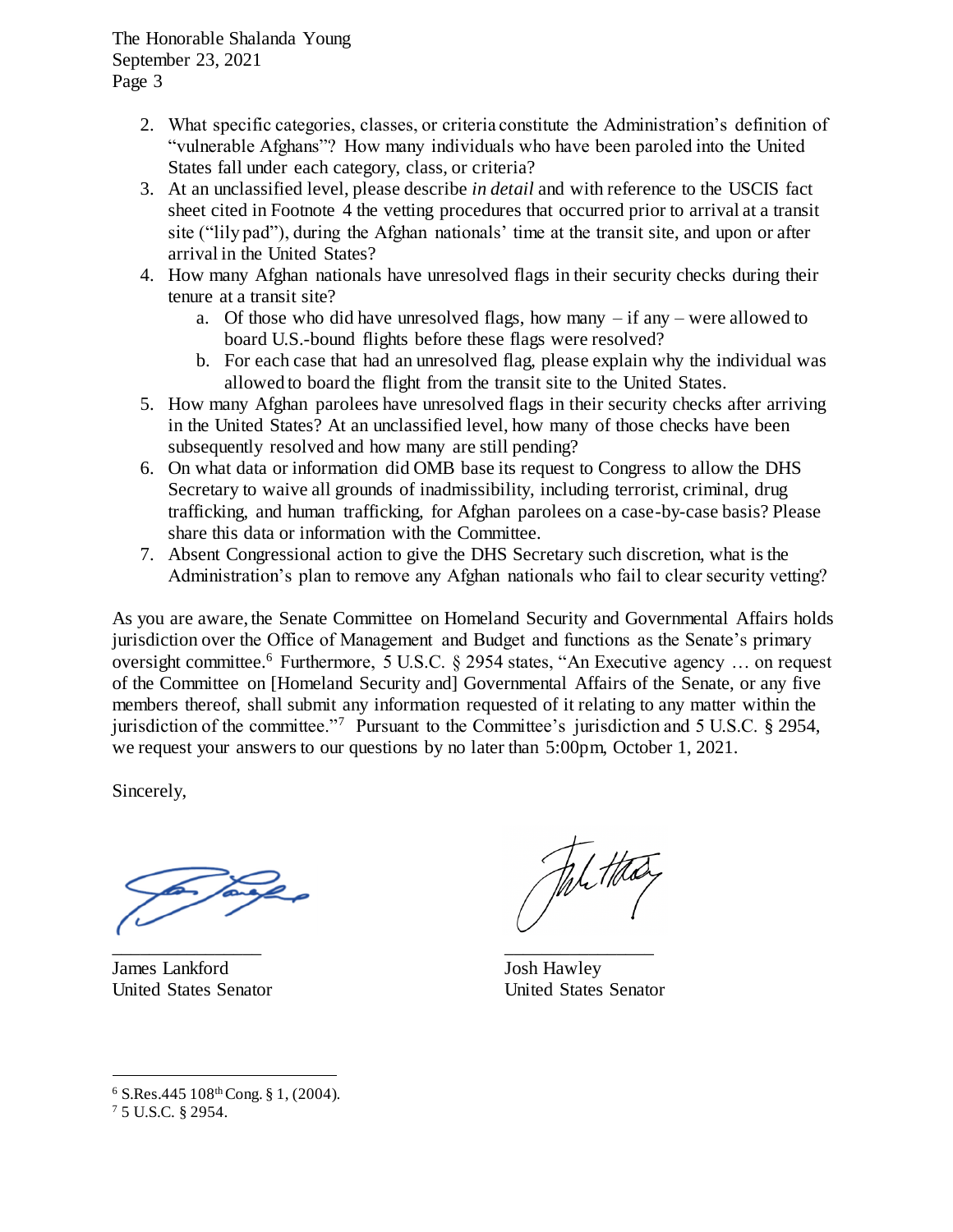2. What specific categories, classes, or criteria constitute the Administration's definition of "vulnerable Afghans"? How many individuals who have been paroled into the United States fall under each category, class, or criteria?
3. At an unclassified level, please describe *in detail* and with reference to the USCIS fact sheet cited in Footnote 4 the vetting procedures that occurred prior to arrival at a transit site ("lily pad"), during the Afghan nationals' time at the transit site, and upon or after arrival in the United States?
4. How many Afghan nationals have unresolved flags in their security checks during their tenure at a transit site?
    a. Of those who did have unresolved flags, how many – if any – were allowed to board U.S.-bound flights before these flags were resolved?
    b. For each case that had an unresolved flag, please explain why the individual was allowed to board the flight from the transit site to the United States.
5. How many Afghan parolees have unresolved flags in their security checks after arriving in the United States? At an unclassified level, how many of those checks have been subsequently resolved and how many are still pending?
6. On what data or information did OMB base its request to Congress to allow the DHS Secretary to waive all grounds of inadmissibility, including terrorist, criminal, drug trafficking, and human trafficking, for Afghan parolees on a case-by-case basis? Please share this data or information with the Committee.
7. Absent Congressional action to give the DHS Secretary such discretion, what is the Administration's plan to remove any Afghan nationals who fail to clear security vetting?

As you are aware, the Senate Committee on Homeland Security and Governmental Affairs holds jurisdiction over the Office of Management and Budget and functions as the Senate's primary oversight committee.[6] Furthermore, 5 U.S.C. § 2954 states, "An Executive agency … on request of the Committee on [Homeland Security and] Governmental Affairs of the Senate, or any five members thereof, shall submit any information requested of it relating to any matter within the jurisdiction of the committee."[7] Pursuant to the Committee's jurisdiction and 5 U.S.C. § 2954, we request your answers to our questions by no later than 5:00pm, October 1, 2021.

Sincerely,

James Lankford
United States Senator

Josh Hawley
United States Senator

---

[6] S.Res.445 108th Cong. § 1, (2004).
[7] 5 U.S.C. § 2954.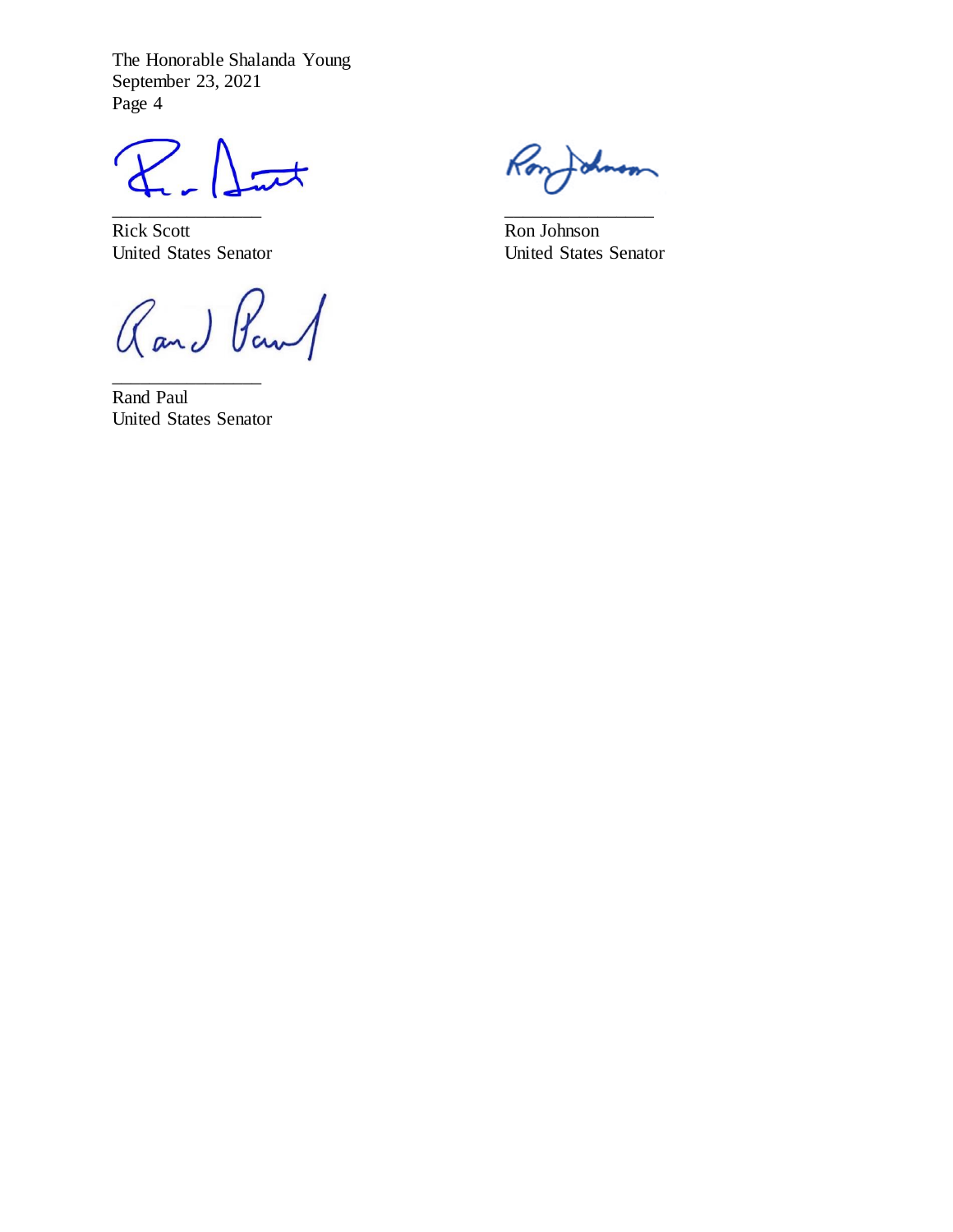The Honorable Shalanda Young
September 23, 2021
Page 4

\_\_\_\_\_\_\_\_\_\_\_\_\_\_\_\_
Rick Scott
United States Senator

\_\_\_\_\_\_\_\_\_\_\_\_\_\_\_\_
Ron Johnson
United States Senator

\_\_\_\_\_\_\_\_\_\_\_\_\_\_\_\_
Rand Paul
United States Senator